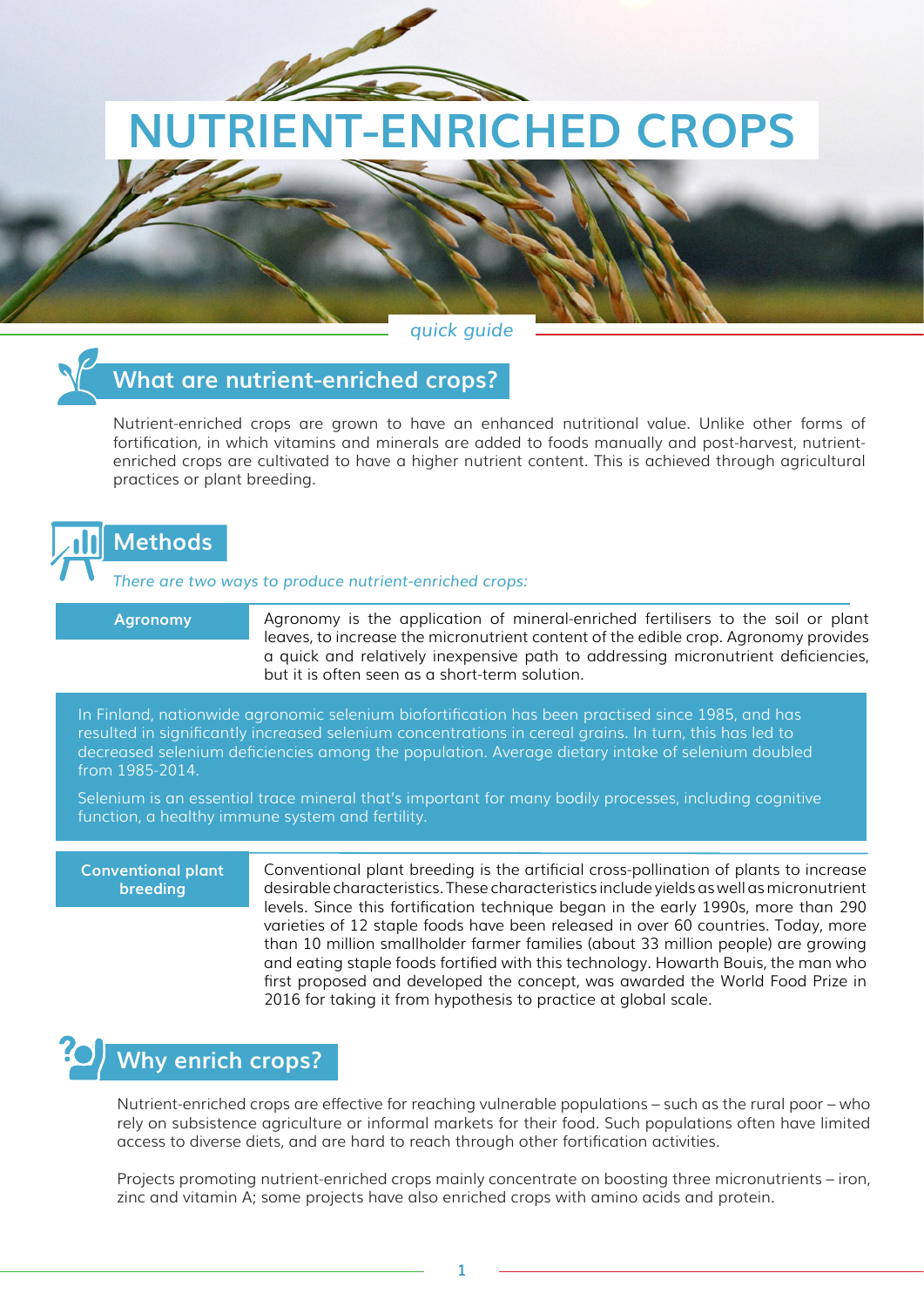# NUTRIENT-ENRICHED CROPS

*quick guide*

## What are nutrient-enriched crops?

Nutrient-enriched crops are grown to have an enhanced nutritional value. Unlike other forms of fortification, in which vitamins and minerals are added to foods manually and post-harvest, nutrient-enriched crops are cultivated to have a higher nutrient content. This is achieved through agricultural practices or plant breeding.

## Methods

*There are two ways to produce nutrient-enriched crops:*

**Agronomy**

Agronomy is the application of mineral-enriched fertilisers to the soil or plant leaves, to increase the micronutrient content of the edible crop. Agronomy provides a quick and relatively inexpensive path to addressing micronutrient deficiencies, but it is often seen as a short-term solution.

In Finland, nationwide agronomic selenium biofortification has been practised since 1985, and has resulted in significantly increased selenium concentrations in cereal grains. In turn, this has led to decreased selenium deficiencies among the population. Average dietary intake of selenium doubled from 1985-2014.

Selenium is an essential trace mineral that's important for many bodily processes, including cognitive function, a healthy immune system and fertility.

**Conventional plant breeding**

Conventional plant breeding is the artificial cross-pollination of plants to increase desirable characteristics. These characteristics include yields as well as micronutrient levels. Since this fortification technique began in the early 1990s, more than 290 varieties of 12 staple foods have been released in over 60 countries. Today, more than 10 million smallholder farmer families (about 33 million people) are growing and eating staple foods fortified with this technology. Howarth Bouis, the man who first proposed and developed the concept, was awarded the World Food Prize in 2016 for taking it from hypothesis to practice at global scale.

## Why enrich crops?

Nutrient-enriched crops are effective for reaching vulnerable populations – such as the rural poor – who rely on subsistence agriculture or informal markets for their food. Such populations often have limited access to diverse diets, and are hard to reach through other fortification activities.

Projects promoting nutrient-enriched crops mainly concentrate on boosting three micronutrients – iron, zinc and vitamin A; some projects have also enriched crops with amino acids and protein.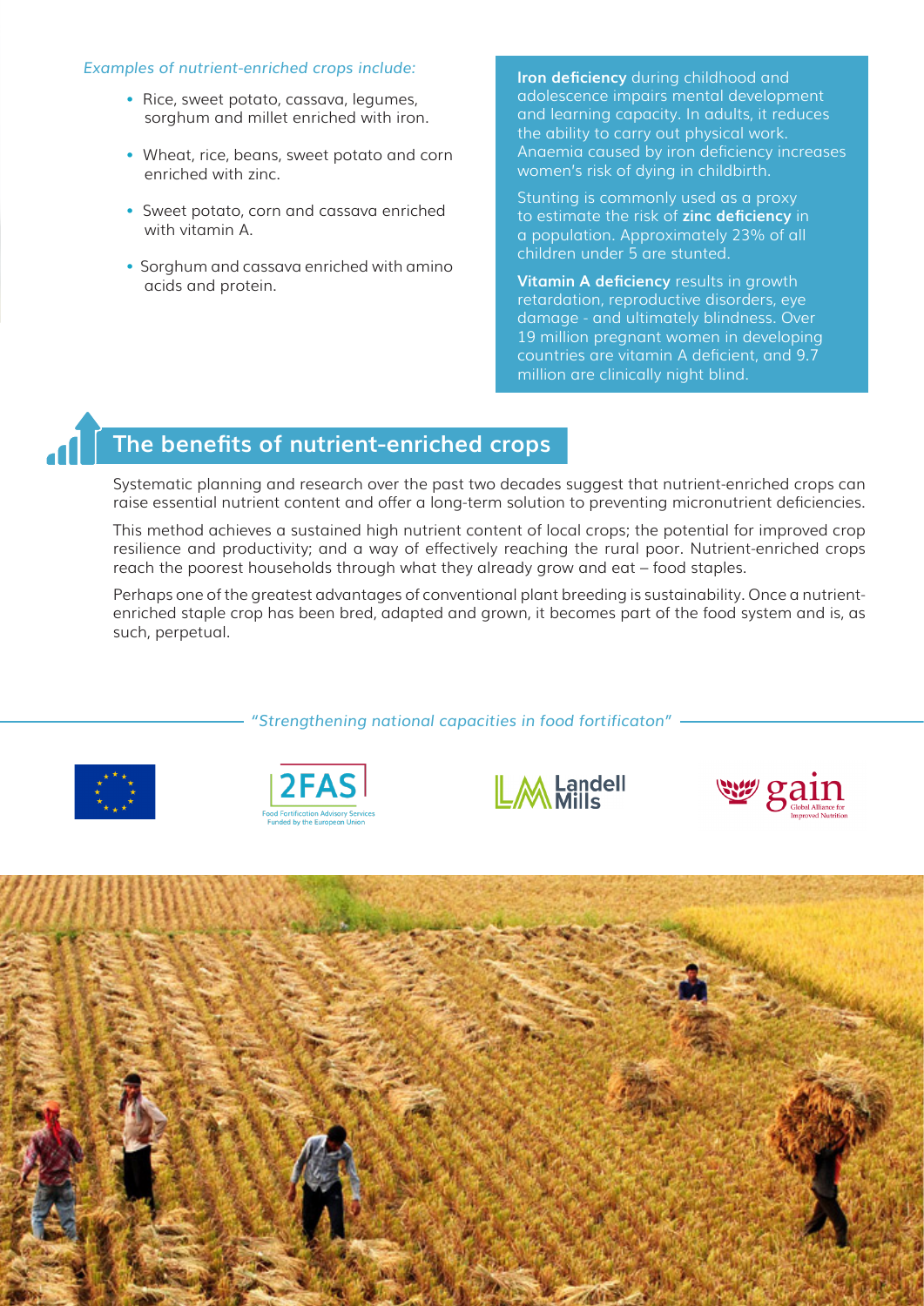*Examples of nutrient-enriched crops include:*

- Rice, sweet potato, cassava, legumes, sorghum and millet enriched with iron.
- Wheat, rice, beans, sweet potato and corn enriched with zinc.
- Sweet potato, corn and cassava enriched with vitamin A.
- Sorghum and cassava enriched with amino acids and protein.

**Iron deficiency** during childhood and adolescence impairs mental development and learning capacity. In adults, it reduces the ability to carry out physical work. Anaemia caused by iron deficiency increases women's risk of dying in childbirth.

Stunting is commonly used as a proxy to estimate the risk of **zinc deficiency** in a population. Approximately 23% of all children under 5 are stunted.

**Vitamin A deficiency** results in growth retardation, reproductive disorders, eye damage - and ultimately blindness. Over 19 million pregnant women in developing countries are vitamin A deficient, and 9.7 million are clinically night blind.

## The benefits of nutrient-enriched crops

Systematic planning and research over the past two decades suggest that nutrient-enriched crops can raise essential nutrient content and offer a long-term solution to preventing micronutrient deficiencies.

This method achieves a sustained high nutrient content of local crops; the potential for improved crop resilience and productivity; and a way of effectively reaching the rural poor. Nutrient-enriched crops reach the poorest households through what they already grow and eat – food staples.

Perhaps one of the greatest advantages of conventional plant breeding is sustainability. Once a nutrient-enriched staple crop has been bred, adapted and grown, it becomes part of the food system and is, as such, perpetual.

*"Strengthening national capacities in food fortificaton"*

2FAS
Food Fortification Advisory Services
Funded by the European Union

Landell Mills

gain
Global Alliance for Improved Nutrition